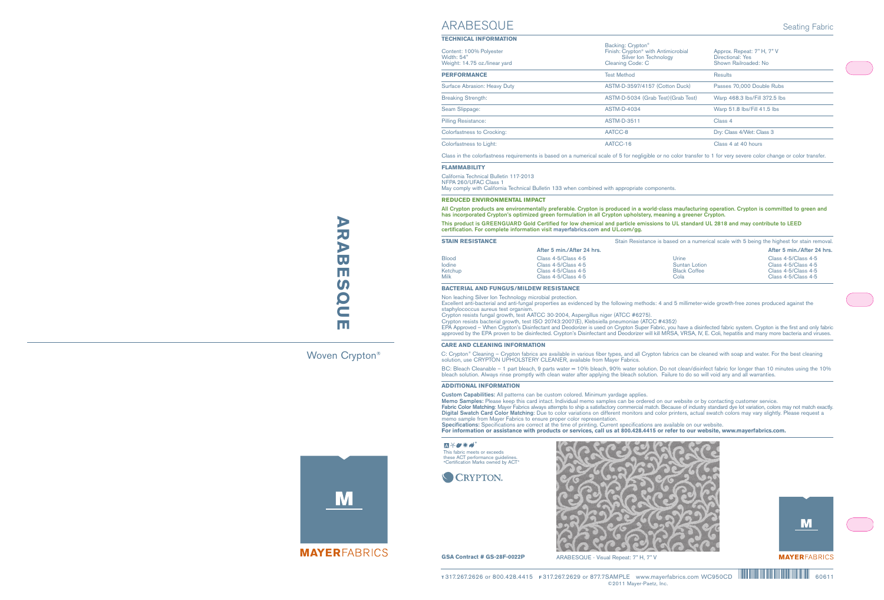# ARABESQUE

Woven Crypton®

**MAYER**FABRICS

# ARABESQUE

Seating Fabric

## TECHNICAL INFORMATION

| | | |
|---|---|---|
| Content: 100% Polyester<br>Width: 54"<br>Weight: 14.75 oz./linear yard | Backing: Crypton®<br>Finish: Crypton® with Antimicrobial Silver Ion Technology<br>Cleaning Code: C | Approx. Repeat: 7" H, 7" V<br>Directional: Yes<br>Shown Railroaded: No |

| PERFORMANCE | Test Method | Results |
|---|---|---|
| Surface Abrasion: Heavy Duty | ASTM-D-3597/4157 (Cotton Duck) | Passes 70,000 Double Rubs |
| Breaking Strength: | ASTM-D-5034 (Grab Test)(Grab Test) | Warp 468.3 lbs/Fill 372.5 lbs |
| Seam Slippage: | ASTM-D-4034 | Warp 51.8 lbs/Fill 41.5 lbs |
| Pilling Resistance: | ASTM-D-3511 | Class 4 |
| Colorfastness to Crocking: | AATCC-8 | Dry: Class 4/Wet: Class 3 |
| Colorfastness to Light: | AATCC-16 | Class 4 at 40 hours |

Class in the colorfastness requirements is based on a numerical scale of 5 for negligible or no color transfer to 1 for very severe color change or color transfer.

## FLAMMABILITY

California Technical Bulletin 117-2013
NFPA 260/UFAC Class 1
May comply with California Technical Bulletin 133 when combined with appropriate components.

## REDUCED ENVIRONMENTAL IMPACT

All Crypton products are environmentally preferable. Crypton is produced in a world-class maufacturing operation. Crypton is committed to green and has incorporated Crypton's optimized green formulation in all Crypton upholstery, meaning a greener Crypton.

This product is GREENGUARD Gold Certified for low chemical and particle emissions to UL standard UL 2818 and may contribute to LEED certification. For complete information visit mayerfabrics.com and UL.com/gg.

## STAIN RESISTANCE

Stain Resistance is based on a numerical scale with 5 being the highest for stain removal.

| | After 5 min./After 24 hrs. | | After 5 min./After 24 hrs. |
|---|---|---|---|
| Blood | Class 4-5/Class 4-5 | Urine | Class 4-5/Class 4-5 |
| Iodine | Class 4-5/Class 4-5 | Suntan Lotion | Class 4-5/Class 4-5 |
| Ketchup | Class 4-5/Class 4-5 | Black Coffee | Class 4-5/Class 4-5 |
| Milk | Class 4-5/Class 4-5 | Cola | Class 4-5/Class 4-5 |

## BACTERIAL AND FUNGUS/MILDEW RESISTANCE

Non leaching Silver Ion Technology microbial protection.
Excellent anti-bacterial and anti-fungal properties as evidenced by the following methods: 4 and 5 millimeter-wide growth-free zones produced against the staphylococcus aureus test organism.
Crypton resists fungal growth, test AATCC 30-2004, Aspergillus niger (ATCC #6275).
Crypton resists bacterial growth, test ISO 20743:2007(E), Klebsiella pneumoniae (ATCC #4352)
EPA Approved – When Crypton's Disinfectant and Deodorizer is used on Crypton Super Fabric, you have a disinfected fabric system. Crypton is the first and only fabric approved by the EPA proven to be disinfected. Crypton's Disinfectant and Deodorizer will kill MRSA, VRSA, IV, E. Coli, hepatitis and many more bacteria and viruses.

## CARE AND CLEANING INFORMATION

C: Crypton® Cleaning – Crypton fabrics are available in various fiber types, and all Crypton fabrics can be cleaned with soap and water. For the best cleaning solution, use CRYPTON UPHOLSTERY CLEANER, available from Mayer Fabrics.

BC: Bleach Cleanable – 1 part bleach, 9 parts water = 10% bleach, 90% water solution. Do not clean/disinfect fabric for longer than 10 minutes using the 10% bleach solution. Always rinse promptly with clean water after applying the bleach solution. Failure to do so will void any and all warranties.

## ADDITIONAL INFORMATION

**Custom Capabilities:** All patterns can be custom colored. Minimum yardage applies.
**Memo Samples:** Please keep this card intact. Individual memo samples can be ordered on our website or by contacting customer service.
**Fabric Color Matching:** Mayer Fabrics always attempts to ship a satisfactory commercial match. Because of industry standard dye lot variation, colors may not match exactly.
**Digital Swatch Card Color Matching:** Due to color variations on different monitors and color printers, actual swatch colors may vary slightly. Please request a memo sample from Mayer Fabrics to ensure proper color representation.
**Specifications:** Specifications are correct at the time of printing. Current specifications are available on our website.
**For information or assistance with products or services, call us at 800.428.4415 or refer to our website, www.mayerfabrics.com.**

This fabric meets or exceeds these ACT performance guidelines.
*Certification Marks owned by ACT®

CRYPTON.

**GSA Contract # GS-28F-0022P**

ARABESQUE - Visual Repeat: 7" H, 7" V

**MAYER**FABRICS

T 317.267.2626 or 800.428.4415 F 317.267.2629 or 877.7SAMPLE www.mayerfabrics.com WC950CD 60611
©2011 Mayer-Paetz, Inc.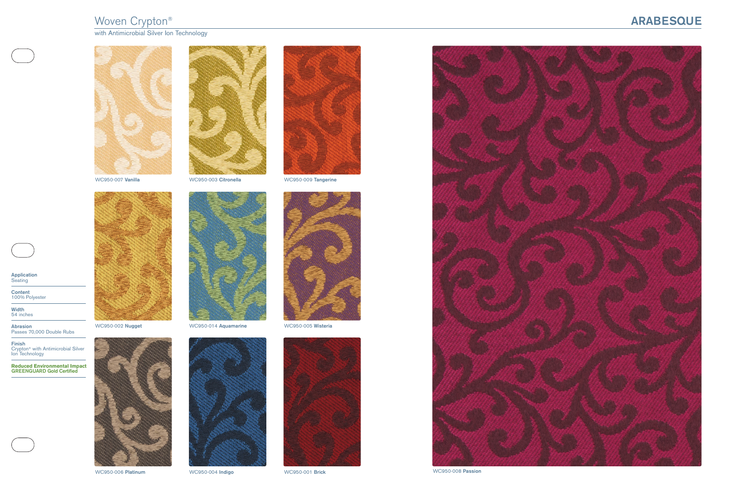# Woven Crypton®

with Antimicrobial Silver Ion Technology

## ARABESQUE

WC950-007 **Vanilla**

WC950-003 **Citronella**

WC950-009 **Tangerine**

WC950-002 **Nugget**

WC950-014 **Aquamarine**

WC950-005 **Wisteria**

WC950-006 **Platinum**

WC950-004 **Indigo**

WC950-001 **Brick**

WC950-008 **Passion**

**Application**
Seating

**Content**
100% Polyester

**Width**
54 inches

**Abrasion**
Passes 70,000 Double Rubs

**Finish**
Crypton® with Antimicrobial Silver Ion Technology

**Reduced Environmental Impact**
**GREENGUARD Gold Certified**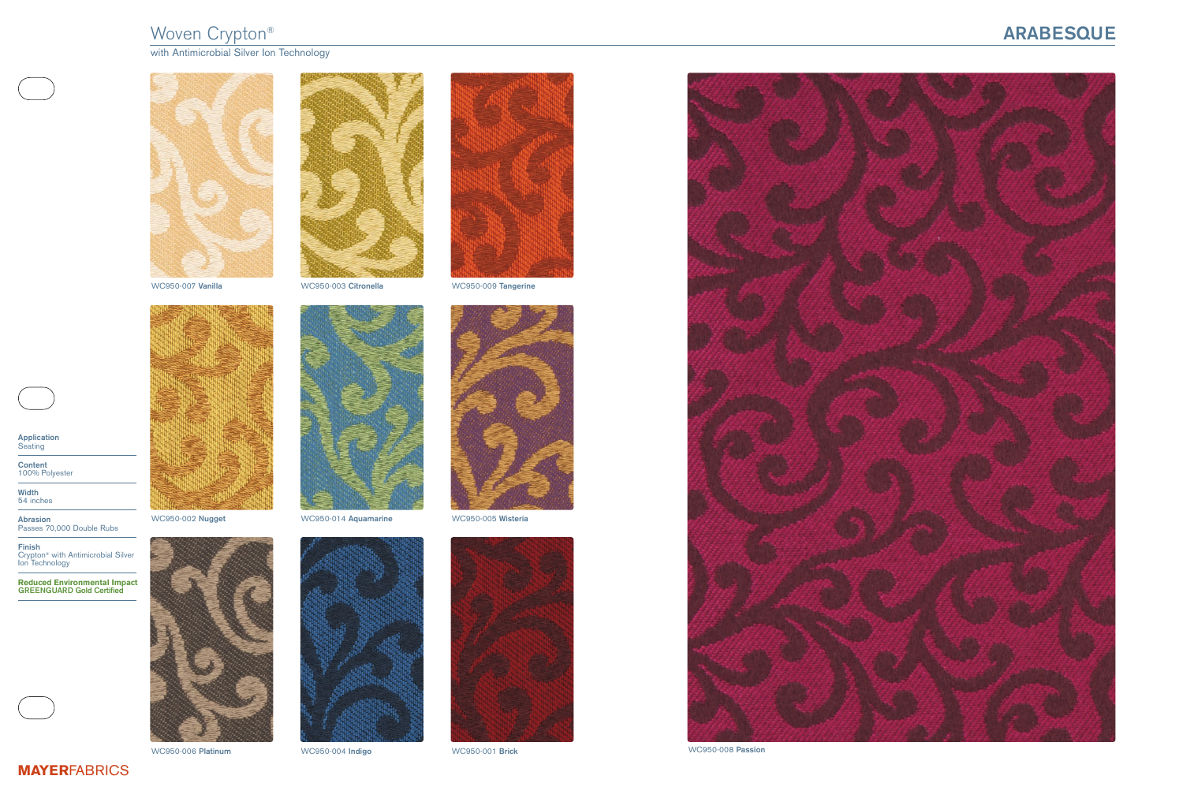# Woven Crypton®

with Antimicrobial Silver Ion Technology

## ARABESQUE

WC950-007 **Vanilla**

WC950-003 **Citronella**

WC950-009 **Tangerine**

WC950-002 **Nugget**

WC950-014 **Aquamarine**

WC950-005 **Wisteria**

WC950-006 **Platinum**

WC950-004 **Indigo**

WC950-001 **Brick**

WC950-008 **Passion**

**Application**
Seating

**Content**
100% Polyester

**Width**
54 inches

**Abrasion**
Passes 70,000 Double Rubs

**Finish**
Crypton® with Antimicrobial Silver Ion Technology

**Reduced Environmental Impact**
**GREENGUARD Gold Certified**

**MAYER**FABRICS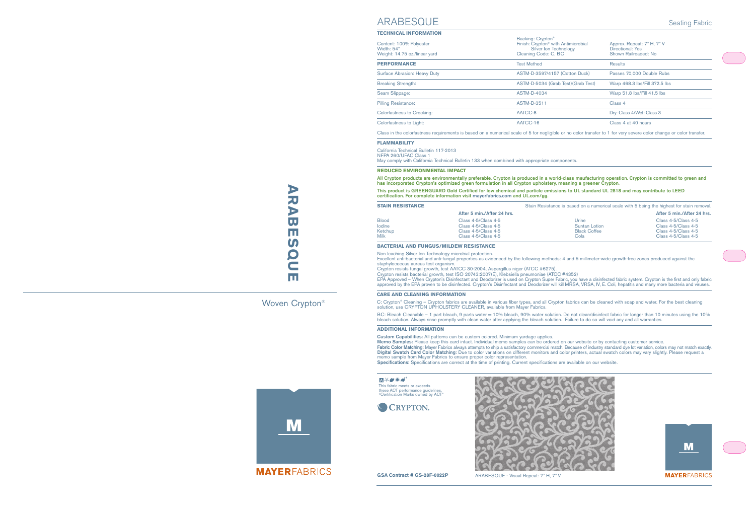# ARABESQUE

Woven Crypton®

MAYERFABRICS

# ARABESQUE

Seating Fabric

## TECHNICAL INFORMATION

| | | |
|---|---|---|
| Content: 100% Polyester<br>Width: 54"<br>Weight: 14.75 oz./linear yard | Backing: Crypton®<br>Finish: Crypton® with Antimicrobial Silver Ion Technology<br>Cleaning Code: C, BC | Approx. Repeat: 7" H, 7" V<br>Directional: Yes<br>Shown Railroaded: No |

| PERFORMANCE | Test Method | Results |
|---|---|---|
| Surface Abrasion: Heavy Duty | ASTM-D-3597/4157 (Cotton Duck) | Passes 70,000 Double Rubs |
| Breaking Strength: | ASTM-D-5034 (Grab Test)(Grab Test) | Warp 468.3 lbs/Fill 372.5 lbs |
| Seam Slippage: | ASTM-D-4034 | Warp 51.8 lbs/Fill 41.5 lbs |
| Pilling Resistance: | ASTM-D-3511 | Class 4 |
| Colorfastness to Crocking: | AATCC-8 | Dry: Class 4/Wet: Class 3 |
| Colorfastness to Light: | AATCC-16 | Class 4 at 40 hours |

Class in the colorfastness requirements is based on a numerical scale of 5 for negligible or no color transfer to 1 for very severe color change or color transfer.

## FLAMMABILITY

California Technical Bulletin 117-2013
NFPA 260/UFAC Class 1
May comply with California Technical Bulletin 133 when combined with appropriate components.

## REDUCED ENVIRONMENTAL IMPACT

All Crypton products are environmentally preferable. Crypton is produced in a world-class maufacturing operation. Crypton is committed to green and has incorporated Crypton's optimized green formulation in all Crypton upholstery, meaning a greener Crypton.

This product is GREENGUARD Gold Certified for low chemical and particle emissions to UL standard UL 2818 and may contribute to LEED certification. For complete information visit mayerfabrics.com and UL.com/gg.

## STAIN RESISTANCE

Stain Resistance is based on a numerical scale with 5 being the highest for stain removal.

| | After 5 min./After 24 hrs. | | After 5 min./After 24 hrs. |
|---|---|---|---|
| Blood | Class 4-5/Class 4-5 | Urine | Class 4-5/Class 4-5 |
| Iodine | Class 4-5/Class 4-5 | Suntan Lotion | Class 4-5/Class 4-5 |
| Ketchup | Class 4-5/Class 4-5 | Black Coffee | Class 4-5/Class 4-5 |
| Milk | Class 4-5/Class 4-5 | Cola | Class 4-5/Class 4-5 |

## BACTERIAL AND FUNGUS/MILDEW RESISTANCE

Non leaching Silver Ion Technology microbial protection.
Excellent anti-bacterial and anti-fungal properties as evidenced by the following methods: 4 and 5 millimeter-wide growth-free zones produced against the staphylococcus aureus test organism.
Crypton resists fungal growth, test AATCC 30-2004, Aspergillus niger (ATCC #6275).
Crypton resists bacterial growth, test ISO 20743:2007(E), Klebsiella pneumoniae (ATCC #4352)
EPA Approved – When Crypton's Disinfectant and Deodorizer is used on Crypton Super Fabric, you have a disinfected fabric system. Crypton is the first and only fabric approved by the EPA proven to be disinfected. Crypton's Disinfectant and Deodorizer will kill MRSA, VRSA, IV, E. Coli, hepatitis and many more bacteria and viruses.

## CARE AND CLEANING INFORMATION

C: Crypton® Cleaning – Crypton fabrics are available in various fiber types, and all Crypton fabrics can be cleaned with soap and water. For the best cleaning solution, use CRYPTON UPHOLSTERY CLEANER, available from Mayer Fabrics.

BC: Bleach Cleanable – 1 part bleach, 9 parts water = 10% bleach, 90% water solution. Do not clean/disinfect fabric for longer than 10 minutes using the 10% bleach solution. Always rinse promptly with clean water after applying the bleach solution. Failure to do so will void any and all warranties.

## ADDITIONAL INFORMATION

**Custom Capabilities:** All patterns can be custom colored. Minimum yardage applies.
**Memo Samples:** Please keep this card intact. Individual memo samples can be ordered on our website or by contacting customer service.
**Fabric Color Matching**: Mayer Fabrics always attempts to ship a satisfactory commercial match. Because of industry standard dye lot variation, colors may not match exactly.
**Digital Swatch Card Color Matching**: Due to color variations on different monitors and color printers, actual swatch colors may vary slightly. Please request a memo sample from Mayer Fabrics to ensure proper color representation.
**Specifications:** Specifications are correct at the time of printing. Current specifications are available on our website.

This fabric meets or exceeds these ACT performance guidelines.
*Certification Marks owned by ACT®

CRYPTON.

**GSA Contract # GS-28F-0022P**

ARABESQUE · Visual Repeat: 7" H, 7" V

MAYERFABRICS